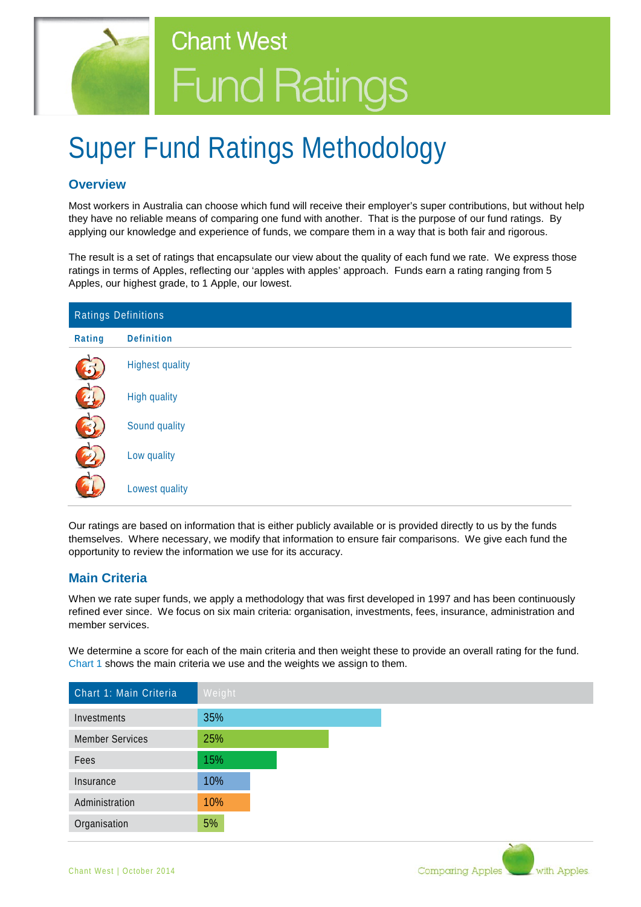# Chant West Fund Ratings

# Super Fund Ratings Methodology

## Overview

Most workers in Australia can choose which fund will receive their employer's super contributions, but without help they have no reliable means of comparing one fund with another. That is the purpose of our fund ratings. By applying our knowledge and experience of funds, we compare them in a way that is both fair and rigorous.

The result is a set of ratings that encapsulate our view about the quality of each fund we rate. We express those ratings in terms of Apples, reflecting our 'apples with apples' approach. Funds earn a rating ranging from 5 Apples, our highest grade, to 1 Apple, our lowest.

**Ratings Definitions**

| Rating | Definition |
|---|---|
| 5 | Highest quality |
| 4 | High quality |
| 3 | Sound quality |
| 2 | Low quality |
| 1 | Lowest quality |

Our ratings are based on information that is either publicly available or is provided directly to us by the funds themselves. Where necessary, we modify that information to ensure fair comparisons. We give each fund the opportunity to review the information we use for its accuracy.

## Main Criteria

When we rate super funds, we apply a methodology that was first developed in 1997 and has been continuously refined ever since. We focus on six main criteria: organisation, investments, fees, insurance, administration and member services.

We determine a score for each of the main criteria and then weight these to provide an overall rating for the fund. Chart 1 shows the main criteria we use and the weights we assign to them.

| Chart 1: Main Criteria | Weight |
|---|---|
| Investments | 35% |
| Member Services | 25% |
| Fees | 15% |
| Insurance | 10% |
| Administration | 10% |
| Organisation | 5% |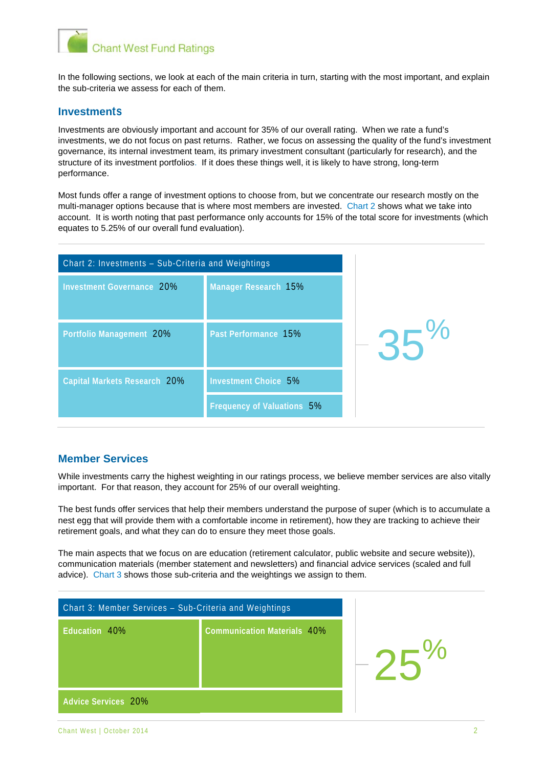In the following sections, we look at each of the main criteria in turn, starting with the most important, and explain the sub-criteria we assess for each of them.

## Investments

Investments are obviously important and account for 35% of our overall rating. When we rate a fund's investments, we do not focus on past returns. Rather, we focus on assessing the quality of the fund's investment governance, its internal investment team, its primary investment consultant (particularly for research), and the structure of its investment portfolios. If it does these things well, it is likely to have strong, long-term performance.

Most funds offer a range of investment options to choose from, but we concentrate our research mostly on the multi-manager options because that is where most members are invested. Chart 2 shows what we take into account. It is worth noting that past performance only accounts for 15% of the total score for investments (which equates to 5.25% of our overall fund evaluation).

**Chart 2: Investments – Sub-Criteria and Weightings**

| Sub-Criteria | Weighting |
|---|---|
| Investment Governance | 20% |
| Portfolio Management | 20% |
| Capital Markets Research | 20% |
| Manager Research | 15% |
| Past Performance | 15% |
| Investment Choice | 5% |
| Frequency of Valuations | 5% |

35%

## Member Services

While investments carry the highest weighting in our ratings process, we believe member services are also vitally important. For that reason, they account for 25% of our overall weighting.

The best funds offer services that help their members understand the purpose of super (which is to accumulate a nest egg that will provide them with a comfortable income in retirement), how they are tracking to achieve their retirement goals, and what they can do to ensure they meet those goals.

The main aspects that we focus on are education (retirement calculator, public website and secure website)), communication materials (member statement and newsletters) and financial advice services (scaled and full advice). Chart 3 shows those sub-criteria and the weightings we assign to them.

**Chart 3: Member Services – Sub-Criteria and Weightings**

| Sub-Criteria | Weighting |
|---|---|
| Education | 40% |
| Communication Materials | 40% |
| Advice Services | 20% |

25%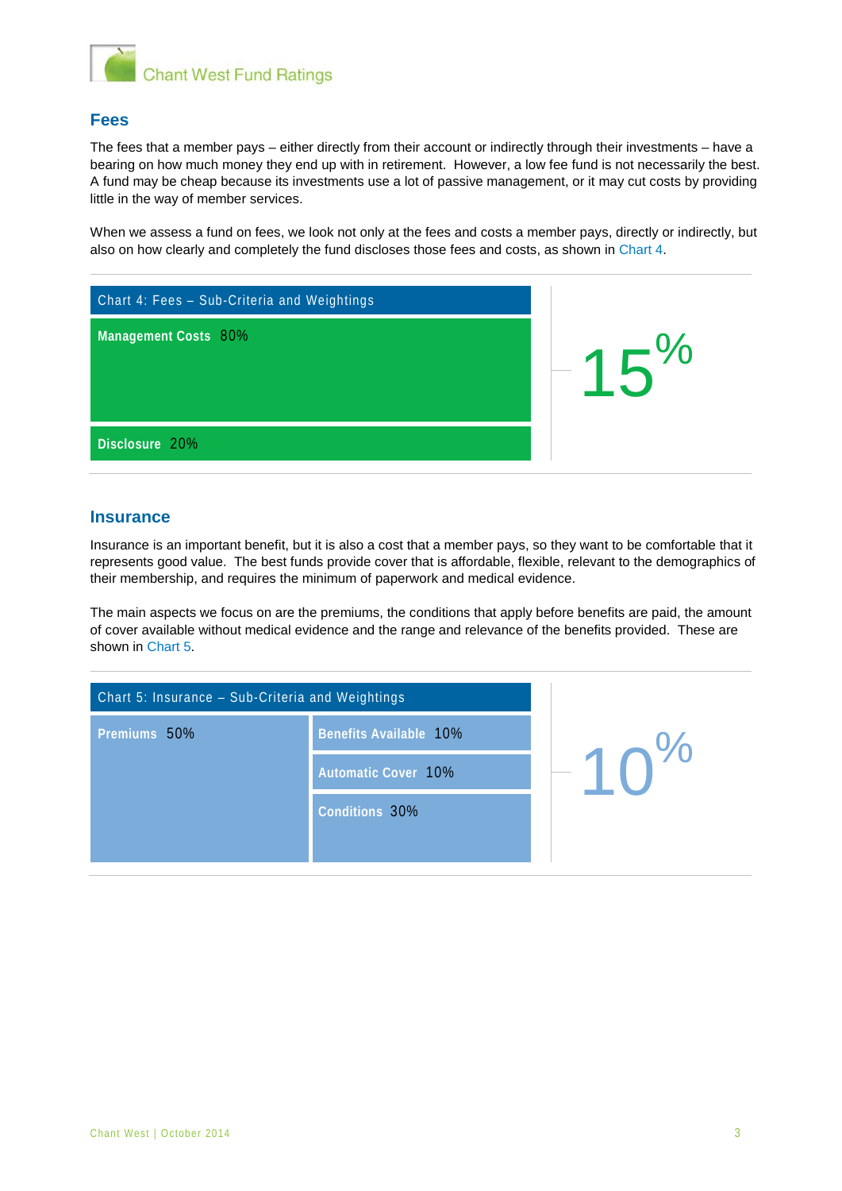## Fees

The fees that a member pays – either directly from their account or indirectly through their investments – have a bearing on how much money they end up with in retirement. However, a low fee fund is not necessarily the best. A fund may be cheap because its investments use a lot of passive management, or it may cut costs by providing little in the way of member services.

When we assess a fund on fees, we look not only at the fees and costs a member pays, directly or indirectly, but also on how clearly and completely the fund discloses those fees and costs, as shown in Chart 4.

**Chart 4: Fees – Sub-Criteria and Weightings**

| Sub-Criteria | Weighting |
| --- | --- |
| Management Costs | 80% |
| Disclosure | 20% |

15%

## Insurance

Insurance is an important benefit, but it is also a cost that a member pays, so they want to be comfortable that it represents good value. The best funds provide cover that is affordable, flexible, relevant to the demographics of their membership, and requires the minimum of paperwork and medical evidence.

The main aspects we focus on are the premiums, the conditions that apply before benefits are paid, the amount of cover available without medical evidence and the range and relevance of the benefits provided. These are shown in Chart 5.

**Chart 5: Insurance – Sub-Criteria and Weightings**

| Sub-Criteria | Weighting |
| --- | --- |
| Premiums | 50% |
| Benefits Available | 10% |
| Automatic Cover | 10% |
| Conditions | 30% |

10%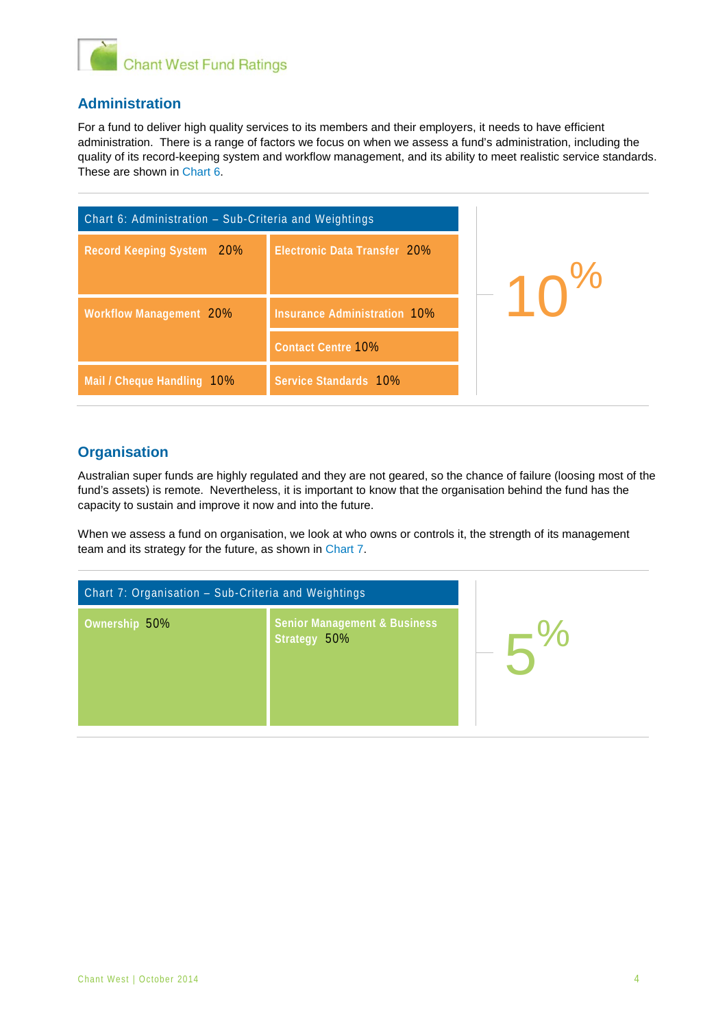## Administration

For a fund to deliver high quality services to its members and their employers, it needs to have efficient administration. There is a range of factors we focus on when we assess a fund's administration, including the quality of its record-keeping system and workflow management, and its ability to meet realistic service standards. These are shown in Chart 6.

Chart 6: Administration – Sub-Criteria and Weightings

Record Keeping System 20%

Electronic Data Transfer 20%

Workflow Management 20%

Insurance Administration 10%

Contact Centre 10%

Mail / Cheque Handling 10%

Service Standards 10%

10%

## Organisation

Australian super funds are highly regulated and they are not geared, so the chance of failure (loosing most of the fund's assets) is remote. Nevertheless, it is important to know that the organisation behind the fund has the capacity to sustain and improve it now and into the future.

When we assess a fund on organisation, we look at who owns or controls it, the strength of its management team and its strategy for the future, as shown in Chart 7.

Chart 7: Organisation – Sub-Criteria and Weightings

Ownership 50%

Senior Management & Business Strategy 50%

5%